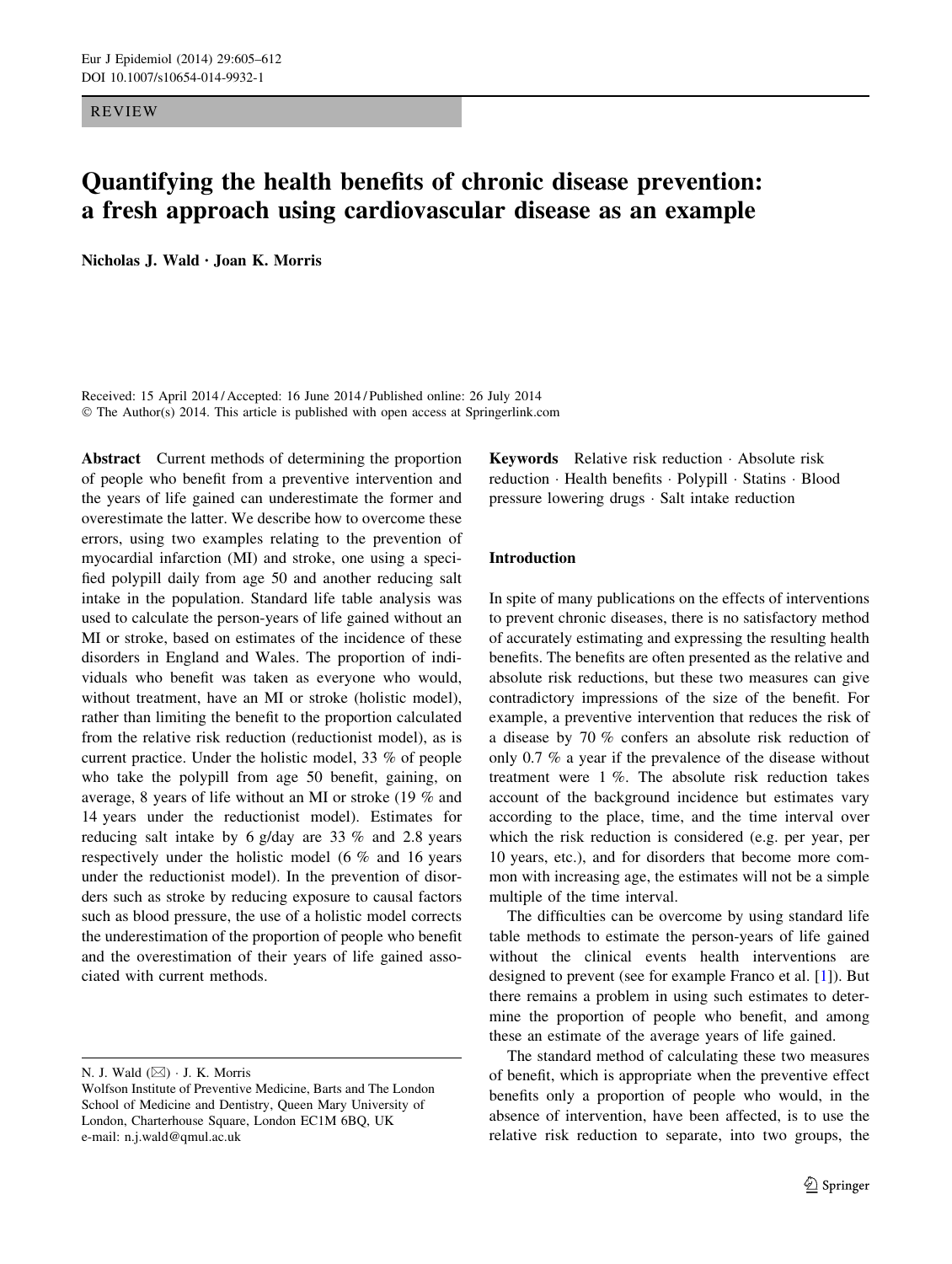REVIEW

# Quantifying the health benefits of chronic disease prevention: a fresh approach using cardiovascular disease as an example

**Nicholas J. Wald · Joan K. Morris**

Received: 15 April 2014 / Accepted: 16 June 2014 / Published online: 26 July 2014
© The Author(s) 2014. This article is published with open access at Springerlink.com

**Abstract** Current methods of determining the proportion of people who benefit from a preventive intervention and the years of life gained can underestimate the former and overestimate the latter. We describe how to overcome these errors, using two examples relating to the prevention of myocardial infarction (MI) and stroke, one using a specified polypill daily from age 50 and another reducing salt intake in the population. Standard life table analysis was used to calculate the person-years of life gained without an MI or stroke, based on estimates of the incidence of these disorders in England and Wales. The proportion of individuals who benefit was taken as everyone who would, without treatment, have an MI or stroke (holistic model), rather than limiting the benefit to the proportion calculated from the relative risk reduction (reductionist model), as is current practice. Under the holistic model, 33 % of people who take the polypill from age 50 benefit, gaining, on average, 8 years of life without an MI or stroke (19 % and 14 years under the reductionist model). Estimates for reducing salt intake by 6 g/day are 33 % and 2.8 years respectively under the holistic model (6 % and 16 years under the reductionist model). In the prevention of disorders such as stroke by reducing exposure to causal factors such as blood pressure, the use of a holistic model corrects the underestimation of the proportion of people who benefit and the overestimation of their years of life gained associated with current methods.

N. J. Wald (✉) · J. K. Morris
Wolfson Institute of Preventive Medicine, Barts and The London School of Medicine and Dentistry, Queen Mary University of London, Charterhouse Square, London EC1M 6BQ, UK
e-mail: n.j.wald@qmul.ac.uk

**Keywords** Relative risk reduction · Absolute risk reduction · Health benefits · Polypill · Statins · Blood pressure lowering drugs · Salt intake reduction

## Introduction

In spite of many publications on the effects of interventions to prevent chronic diseases, there is no satisfactory method of accurately estimating and expressing the resulting health benefits. The benefits are often presented as the relative and absolute risk reductions, but these two measures can give contradictory impressions of the size of the benefit. For example, a preventive intervention that reduces the risk of a disease by 70 % confers an absolute risk reduction of only 0.7 % a year if the prevalence of the disease without treatment were 1 %. The absolute risk reduction takes account of the background incidence but estimates vary according to the place, time, and the time interval over which the risk reduction is considered (e.g. per year, per 10 years, etc.), and for disorders that become more common with increasing age, the estimates will not be a simple multiple of the time interval.

The difficulties can be overcome by using standard life table methods to estimate the person-years of life gained without the clinical events health interventions are designed to prevent (see for example Franco et al. [1]). But there remains a problem in using such estimates to determine the proportion of people who benefit, and among these an estimate of the average years of life gained.

The standard method of calculating these two measures of benefit, which is appropriate when the preventive effect benefits only a proportion of people who would, in the absence of intervention, have been affected, is to use the relative risk reduction to separate, into two groups, the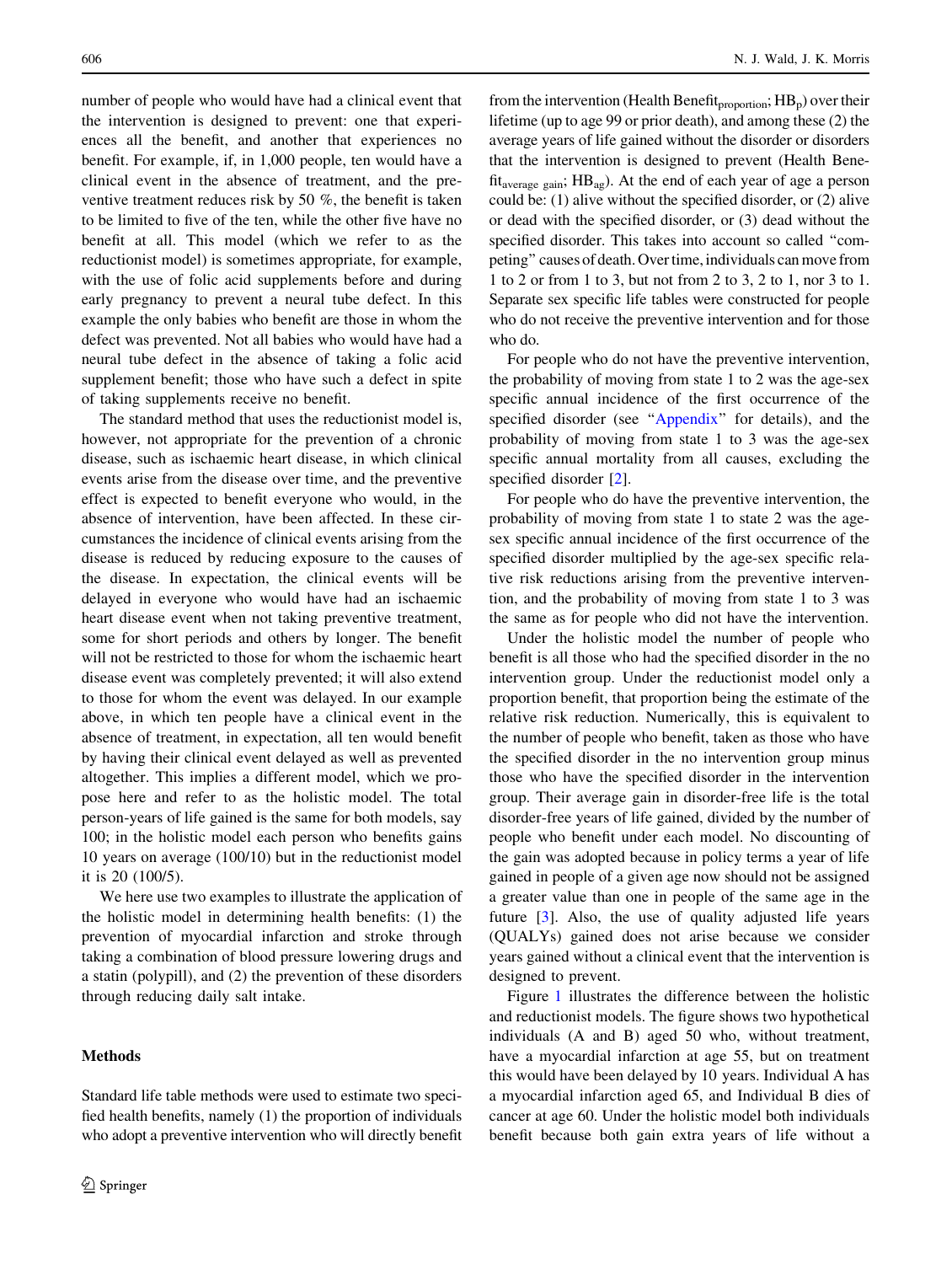number of people who would have had a clinical event that the intervention is designed to prevent: one that experiences all the benefit, and another that experiences no benefit. For example, if, in 1,000 people, ten would have a clinical event in the absence of treatment, and the preventive treatment reduces risk by 50 %, the benefit is taken to be limited to five of the ten, while the other five have no benefit at all. This model (which we refer to as the reductionist model) is sometimes appropriate, for example, with the use of folic acid supplements before and during early pregnancy to prevent a neural tube defect. In this example the only babies who benefit are those in whom the defect was prevented. Not all babies who would have had a neural tube defect in the absence of taking a folic acid supplement benefit; those who have such a defect in spite of taking supplements receive no benefit.

The standard method that uses the reductionist model is, however, not appropriate for the prevention of a chronic disease, such as ischaemic heart disease, in which clinical events arise from the disease over time, and the preventive effect is expected to benefit everyone who would, in the absence of intervention, have been affected. In these circumstances the incidence of clinical events arising from the disease is reduced by reducing exposure to the causes of the disease. In expectation, the clinical events will be delayed in everyone who would have had an ischaemic heart disease event when not taking preventive treatment, some for short periods and others by longer. The benefit will not be restricted to those for whom the ischaemic heart disease event was completely prevented; it will also extend to those for whom the event was delayed. In our example above, in which ten people have a clinical event in the absence of treatment, in expectation, all ten would benefit by having their clinical event delayed as well as prevented altogether. This implies a different model, which we propose here and refer to as the holistic model. The total person-years of life gained is the same for both models, say 100; in the holistic model each person who benefits gains 10 years on average (100/10) but in the reductionist model it is 20 (100/5).

We here use two examples to illustrate the application of the holistic model in determining health benefits: (1) the prevention of myocardial infarction and stroke through taking a combination of blood pressure lowering drugs and a statin (polypill), and (2) the prevention of these disorders through reducing daily salt intake.

## Methods

Standard life table methods were used to estimate two specified health benefits, namely (1) the proportion of individuals who adopt a preventive intervention who will directly benefit from the intervention (Health Benefit$_{proportion}$; HB$_{p}$) over their lifetime (up to age 99 or prior death), and among these (2) the average years of life gained without the disorder or disorders that the intervention is designed to prevent (Health Benefit$_{average\ gain}$; HB$_{ag}$). At the end of each year of age a person could be: (1) alive without the specified disorder, or (2) alive or dead with the specified disorder, or (3) dead without the specified disorder. This takes into account so called "competing" causes of death. Over time, individuals can move from 1 to 2 or from 1 to 3, but not from 2 to 3, 2 to 1, nor 3 to 1. Separate sex specific life tables were constructed for people who do not receive the preventive intervention and for those who do.

For people who do not have the preventive intervention, the probability of moving from state 1 to 2 was the age-sex specific annual incidence of the first occurrence of the specified disorder (see "Appendix" for details), and the probability of moving from state 1 to 3 was the age-sex specific annual mortality from all causes, excluding the specified disorder [2].

For people who do have the preventive intervention, the probability of moving from state 1 to state 2 was the age-sex specific annual incidence of the first occurrence of the specified disorder multiplied by the age-sex specific relative risk reductions arising from the preventive intervention, and the probability of moving from state 1 to 3 was the same as for people who did not have the intervention.

Under the holistic model the number of people who benefit is all those who had the specified disorder in the no intervention group. Under the reductionist model only a proportion benefit, that proportion being the estimate of the relative risk reduction. Numerically, this is equivalent to the number of people who benefit, taken as those who have the specified disorder in the no intervention group minus those who have the specified disorder in the intervention group. Their average gain in disorder-free life is the total disorder-free years of life gained, divided by the number of people who benefit under each model. No discounting of the gain was adopted because in policy terms a year of life gained in people of a given age now should not be assigned a greater value than one in people of the same age in the future [3]. Also, the use of quality adjusted life years (QUALYs) gained does not arise because we consider years gained without a clinical event that the intervention is designed to prevent.

Figure 1 illustrates the difference between the holistic and reductionist models. The figure shows two hypothetical individuals (A and B) aged 50 who, without treatment, have a myocardial infarction at age 55, but on treatment this would have been delayed by 10 years. Individual A has a myocardial infarction aged 65, and Individual B dies of cancer at age 60. Under the holistic model both individuals benefit because both gain extra years of life without a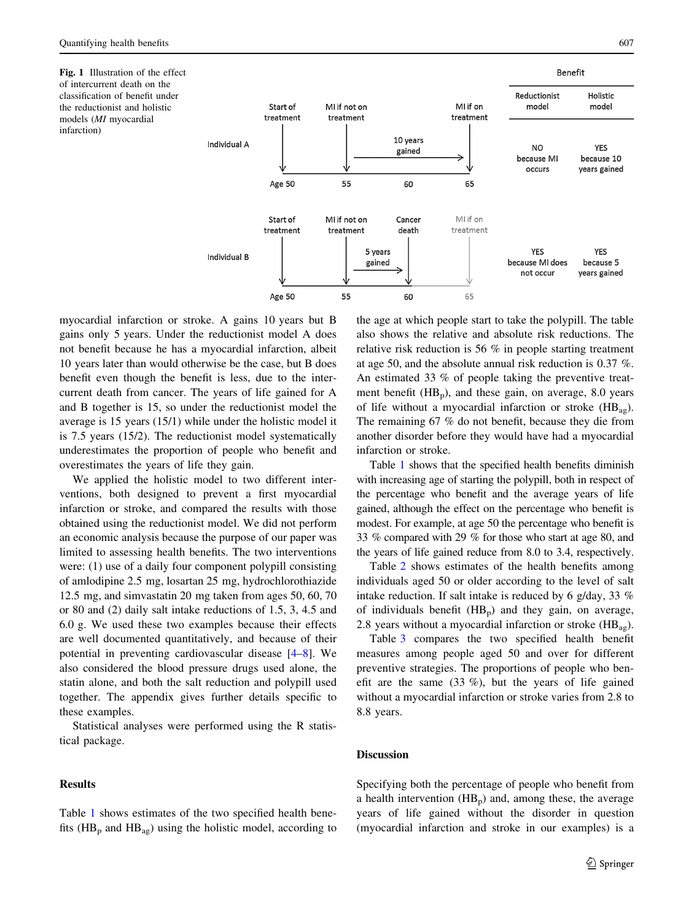Fig. 1 Illustration of the effect of intercurrent death on the classification of benefit under the reductionist and holistic models (*MI* myocardial infarction)

| | Start of treatment | MI if not on treatment | | MI if on treatment | Benefit: Reductionist model | Benefit: Holistic model |
|---|---|---|---|---|---|---|
| Individual A | Age 50 | 55 | 60 (10 years gained) | 65 | NO because MI occurs | YES because 10 years gained |
| Individual B | Age 50 | 55 | 60 Cancer death (5 years gained) | 65 MI if on treatment | YES because MI does not occur | YES because 5 years gained |

myocardial infarction or stroke. A gains 10 years but B gains only 5 years. Under the reductionist model A does not benefit because he has a myocardial infarction, albeit 10 years later than would otherwise be the case, but B does benefit even though the benefit is less, due to the intercurrent death from cancer. The years of life gained for A and B together is 15, so under the reductionist model the average is 15 years (15/1) while under the holistic model it is 7.5 years (15/2). The reductionist model systematically underestimates the proportion of people who benefit and overestimates the years of life they gain.

We applied the holistic model to two different interventions, both designed to prevent a first myocardial infarction or stroke, and compared the results with those obtained using the reductionist model. We did not perform an economic analysis because the purpose of our paper was limited to assessing health benefits. The two interventions were: (1) use of a daily four component polypill consisting of amlodipine 2.5 mg, losartan 25 mg, hydrochlorothiazide 12.5 mg, and simvastatin 20 mg taken from ages 50, 60, 70 or 80 and (2) daily salt intake reductions of 1.5, 3, 4.5 and 6.0 g. We used these two examples because their effects are well documented quantitatively, and because of their potential in preventing cardiovascular disease [4–8]. We also considered the blood pressure drugs used alone, the statin alone, and both the salt reduction and polypill used together. The appendix gives further details specific to these examples.

Statistical analyses were performed using the R statistical package.

## Results

Table 1 shows estimates of the two specified health benefits ($HB_p$ and $HB_{ag}$) using the holistic model, according to the age at which people start to take the polypill. The table also shows the relative and absolute risk reductions. The relative risk reduction is 56 % in people starting treatment at age 50, and the absolute annual risk reduction is 0.37 %. An estimated 33 % of people taking the preventive treatment benefit ($HB_p$), and these gain, on average, 8.0 years of life without a myocardial infarction or stroke ($HB_{ag}$). The remaining 67 % do not benefit, because they die from another disorder before they would have had a myocardial infarction or stroke.

Table 1 shows that the specified health benefits diminish with increasing age of starting the polypill, both in respect of the percentage who benefit and the average years of life gained, although the effect on the percentage who benefit is modest. For example, at age 50 the percentage who benefit is 33 % compared with 29 % for those who start at age 80, and the years of life gained reduce from 8.0 to 3.4, respectively.

Table 2 shows estimates of the health benefits among individuals aged 50 or older according to the level of salt intake reduction. If salt intake is reduced by 6 g/day, 33 % of individuals benefit ($HB_p$) and they gain, on average, 2.8 years without a myocardial infarction or stroke ($HB_{ag}$).

Table 3 compares the two specified health benefit measures among people aged 50 and over for different preventive strategies. The proportions of people who benefit are the same (33 %), but the years of life gained without a myocardial infarction or stroke varies from 2.8 to 8.8 years.

## Discussion

Specifying both the percentage of people who benefit from a health intervention ($HB_p$) and, among these, the average years of life gained without the disorder in question (myocardial infarction and stroke in our examples) is a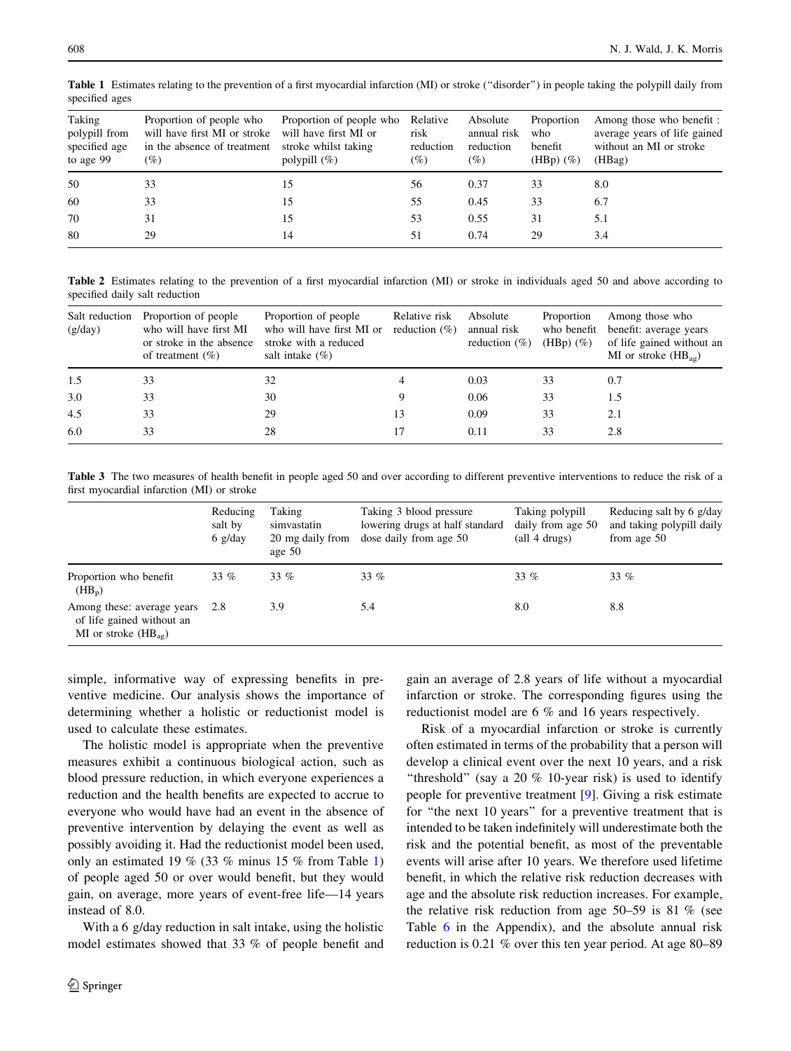**Table 1** Estimates relating to the prevention of a first myocardial infarction (MI) or stroke ("disorder") in people taking the polypill daily from specified ages

| Taking polypill from specified age to age 99 | Proportion of people who will have first MI or stroke in the absence of treatment (%) | Proportion of people who will have first MI or stroke whilst taking polypill (%) | Relative risk reduction (%) | Absolute annual risk reduction (%) | Proportion who benefit (HBp) (%) | Among those who benefit : average years of life gained without an MI or stroke (HBag) |
|---|---|---|---|---|---|---|
| 50 | 33 | 15 | 56 | 0.37 | 33 | 8.0 |
| 60 | 33 | 15 | 55 | 0.45 | 33 | 6.7 |
| 70 | 31 | 15 | 53 | 0.55 | 31 | 5.1 |
| 80 | 29 | 14 | 51 | 0.74 | 29 | 3.4 |

**Table 2** Estimates relating to the prevention of a first myocardial infarction (MI) or stroke in individuals aged 50 and above according to specified daily salt reduction

| Salt reduction (g/day) | Proportion of people who will have first MI or stroke in the absence of treatment (%) | Proportion of people who will have first MI or stroke with a reduced salt intake (%) | Relative risk reduction (%) | Absolute annual risk reduction (%) | Proportion who benefit (HBp) (%) | Among those who benefit: average years of life gained without an MI or stroke ($HB_{ag}$) |
|---|---|---|---|---|---|---|
| 1.5 | 33 | 32 | 4 | 0.03 | 33 | 0.7 |
| 3.0 | 33 | 30 | 9 | 0.06 | 33 | 1.5 |
| 4.5 | 33 | 29 | 13 | 0.09 | 33 | 2.1 |
| 6.0 | 33 | 28 | 17 | 0.11 | 33 | 2.8 |

**Table 3** The two measures of health benefit in people aged 50 and over according to different preventive interventions to reduce the risk of a first myocardial infarction (MI) or stroke

| | Reducing salt by 6 g/day | Taking simvastatin 20 mg daily from age 50 | Taking 3 blood pressure lowering drugs at half standard dose daily from age 50 | Taking polypill daily from age 50 (all 4 drugs) | Reducing salt by 6 g/day and taking polypill daily from age 50 |
|---|---|---|---|---|---|
| Proportion who benefit ($HB_p$) | 33 % | 33 % | 33 % | 33 % | 33 % |
| Among these: average years of life gained without an MI or stroke ($HB_{ag}$) | 2.8 | 3.9 | 5.4 | 8.0 | 8.8 |

simple, informative way of expressing benefits in preventive medicine. Our analysis shows the importance of determining whether a holistic or reductionist model is used to calculate these estimates.

The holistic model is appropriate when the preventive measures exhibit a continuous biological action, such as blood pressure reduction, in which everyone experiences a reduction and the health benefits are expected to accrue to everyone who would have had an event in the absence of preventive intervention by delaying the event as well as possibly avoiding it. Had the reductionist model been used, only an estimated 19 % (33 % minus 15 % from Table 1) of people aged 50 or over would benefit, but they would gain, on average, more years of event-free life—14 years instead of 8.0.

With a 6 g/day reduction in salt intake, using the holistic model estimates showed that 33 % of people benefit and gain an average of 2.8 years of life without a myocardial infarction or stroke. The corresponding figures using the reductionist model are 6 % and 16 years respectively.

Risk of a myocardial infarction or stroke is currently often estimated in terms of the probability that a person will develop a clinical event over the next 10 years, and a risk "threshold" (say a 20 % 10-year risk) is used to identify people for preventive treatment [9]. Giving a risk estimate for "the next 10 years" for a preventive treatment that is intended to be taken indefinitely will underestimate both the risk and the potential benefit, as most of the preventable events will arise after 10 years. We therefore used lifetime benefit, in which the relative risk reduction decreases with age and the absolute risk reduction increases. For example, the relative risk reduction from age 50–59 is 81 % (see Table 6 in the Appendix), and the absolute annual risk reduction is 0.21 % over this ten year period. At age 80–89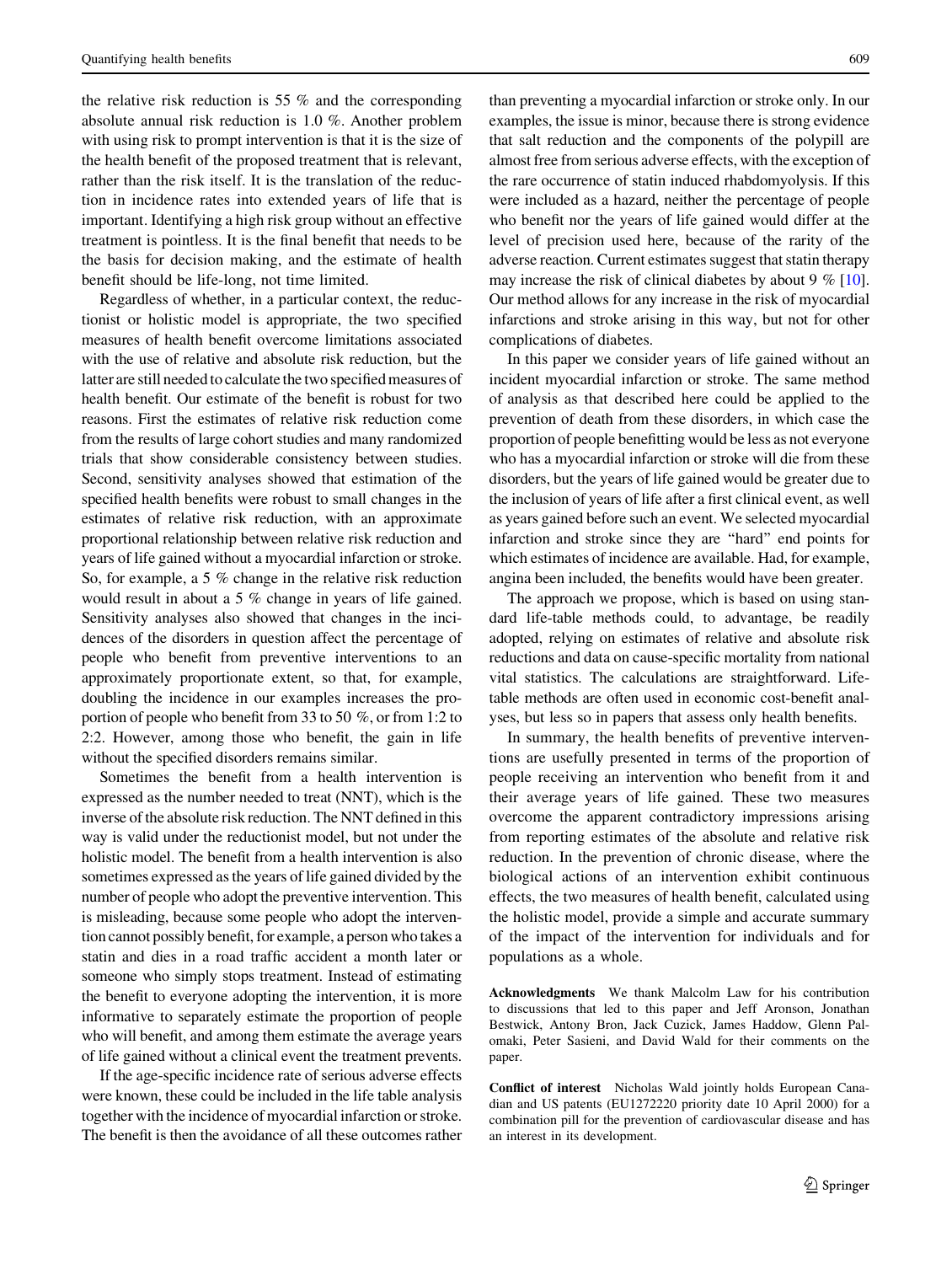the relative risk reduction is 55 % and the corresponding absolute annual risk reduction is 1.0 %. Another problem with using risk to prompt intervention is that it is the size of the health benefit of the proposed treatment that is relevant, rather than the risk itself. It is the translation of the reduction in incidence rates into extended years of life that is important. Identifying a high risk group without an effective treatment is pointless. It is the final benefit that needs to be the basis for decision making, and the estimate of health benefit should be life-long, not time limited.

Regardless of whether, in a particular context, the reductionist or holistic model is appropriate, the two specified measures of health benefit overcome limitations associated with the use of relative and absolute risk reduction, but the latter are still needed to calculate the two specified measures of health benefit. Our estimate of the benefit is robust for two reasons. First the estimates of relative risk reduction come from the results of large cohort studies and many randomized trials that show considerable consistency between studies. Second, sensitivity analyses showed that estimation of the specified health benefits were robust to small changes in the estimates of relative risk reduction, with an approximate proportional relationship between relative risk reduction and years of life gained without a myocardial infarction or stroke. So, for example, a 5 % change in the relative risk reduction would result in about a 5 % change in years of life gained. Sensitivity analyses also showed that changes in the incidences of the disorders in question affect the percentage of people who benefit from preventive interventions to an approximately proportionate extent, so that, for example, doubling the incidence in our examples increases the proportion of people who benefit from 33 to 50 %, or from 1:2 to 2:2. However, among those who benefit, the gain in life without the specified disorders remains similar.

Sometimes the benefit from a health intervention is expressed as the number needed to treat (NNT), which is the inverse of the absolute risk reduction. The NNT defined in this way is valid under the reductionist model, but not under the holistic model. The benefit from a health intervention is also sometimes expressed as the years of life gained divided by the number of people who adopt the preventive intervention. This is misleading, because some people who adopt the intervention cannot possibly benefit, for example, a person who takes a statin and dies in a road traffic accident a month later or someone who simply stops treatment. Instead of estimating the benefit to everyone adopting the intervention, it is more informative to separately estimate the proportion of people who will benefit, and among them estimate the average years of life gained without a clinical event the treatment prevents.

If the age-specific incidence rate of serious adverse effects were known, these could be included in the life table analysis together with the incidence of myocardial infarction or stroke. The benefit is then the avoidance of all these outcomes rather than preventing a myocardial infarction or stroke only. In our examples, the issue is minor, because there is strong evidence that salt reduction and the components of the polypill are almost free from serious adverse effects, with the exception of the rare occurrence of statin induced rhabdomyolysis. If this were included as a hazard, neither the percentage of people who benefit nor the years of life gained would differ at the level of precision used here, because of the rarity of the adverse reaction. Current estimates suggest that statin therapy may increase the risk of clinical diabetes by about 9 % [10]. Our method allows for any increase in the risk of myocardial infarctions and stroke arising in this way, but not for other complications of diabetes.

In this paper we consider years of life gained without an incident myocardial infarction or stroke. The same method of analysis as that described here could be applied to the prevention of death from these disorders, in which case the proportion of people benefitting would be less as not everyone who has a myocardial infarction or stroke will die from these disorders, but the years of life gained would be greater due to the inclusion of years of life after a first clinical event, as well as years gained before such an event. We selected myocardial infarction and stroke since they are "hard" end points for which estimates of incidence are available. Had, for example, angina been included, the benefits would have been greater.

The approach we propose, which is based on using standard life-table methods could, to advantage, be readily adopted, relying on estimates of relative and absolute risk reductions and data on cause-specific mortality from national vital statistics. The calculations are straightforward. Life-table methods are often used in economic cost-benefit analyses, but less so in papers that assess only health benefits.

In summary, the health benefits of preventive interventions are usefully presented in terms of the proportion of people receiving an intervention who benefit from it and their average years of life gained. These two measures overcome the apparent contradictory impressions arising from reporting estimates of the absolute and relative risk reduction. In the prevention of chronic disease, where the biological actions of an intervention exhibit continuous effects, the two measures of health benefit, calculated using the holistic model, provide a simple and accurate summary of the impact of the intervention for individuals and for populations as a whole.

**Acknowledgments** We thank Malcolm Law for his contribution to discussions that led to this paper and Jeff Aronson, Jonathan Bestwick, Antony Bron, Jack Cuzick, James Haddow, Glenn Palomaki, Peter Sasieni, and David Wald for their comments on the paper.

**Conflict of interest** Nicholas Wald jointly holds European Canadian and US patents (EU1272220 priority date 10 April 2000) for a combination pill for the prevention of cardiovascular disease and has an interest in its development.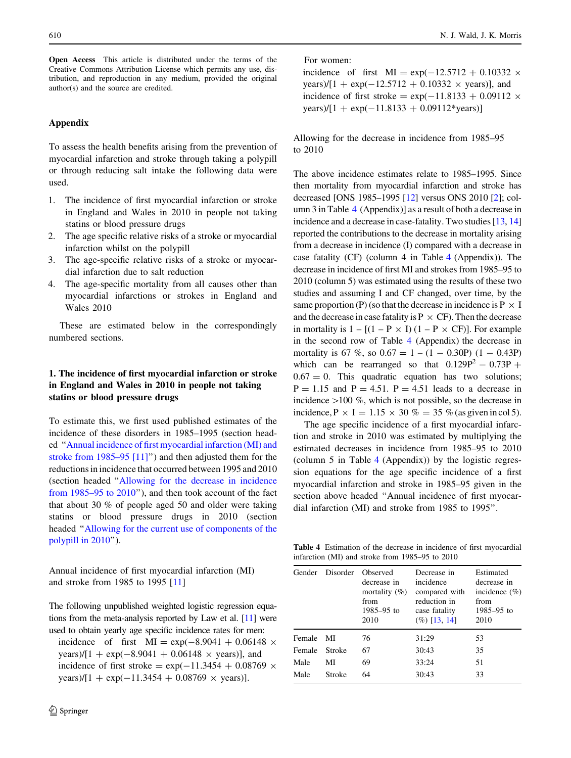**Open Access** This article is distributed under the terms of the Creative Commons Attribution License which permits any use, distribution, and reproduction in any medium, provided the original author(s) and the source are credited.

## Appendix

To assess the health benefits arising from the prevention of myocardial infarction and stroke through taking a polypill or through reducing salt intake the following data were used.

1. The incidence of first myocardial infarction or stroke in England and Wales in 2010 in people not taking statins or blood pressure drugs
2. The age specific relative risks of a stroke or myocardial infarction whilst on the polypill
3. The age-specific relative risks of a stroke or myocardial infarction due to salt reduction
4. The age-specific mortality from all causes other than myocardial infarctions or strokes in England and Wales 2010

These are estimated below in the correspondingly numbered sections.

### 1. The incidence of first myocardial infarction or stroke in England and Wales in 2010 in people not taking statins or blood pressure drugs

To estimate this, we first used published estimates of the incidence of these disorders in 1985–1995 (section headed "Annual incidence of first myocardial infarction (MI) and stroke from 1985–95 [11]") and then adjusted them for the reductions in incidence that occurred between 1995 and 2010 (section headed "Allowing for the decrease in incidence from 1985–95 to 2010"), and then took account of the fact that about 30 % of people aged 50 and older were taking statins or blood pressure drugs in 2010 (section headed "Allowing for the current use of components of the polypill in 2010").

#### Annual incidence of first myocardial infarction (MI) and stroke from 1985 to 1995 [11]

The following unpublished weighted logistic regression equations from the meta-analysis reported by Law et al. [11] were used to obtain yearly age specific incidence rates for men:

incidence of first MI = $\exp(-8.9041 + 0.06148 \times \text{years})/[1 + \exp(-8.9041 + 0.06148 \times \text{years})]$, and

incidence of first stroke = $\exp(-11.3454 + 0.08769 \times \text{years})/[1 + \exp(-11.3454 + 0.08769 \times \text{years})]$.

For women:

incidence of first MI = $\exp(-12.5712 + 0.10332 \times \text{years})/[1 + \exp(-12.5712 + 0.10332 \times \text{years})]$, and

incidence of first stroke = $\exp(-11.8133 + 0.09112 \times \text{years})/[1 + \exp(-11.8133 + 0.09112 * \text{years})]$

#### Allowing for the decrease in incidence from 1985–95 to 2010

The above incidence estimates relate to 1985–1995. Since then mortality from myocardial infarction and stroke has decreased [ONS 1985–1995 [12] versus ONS 2010 [2]; column 3 in Table 4 (Appendix)] as a result of both a decrease in incidence and a decrease in case-fatality. Two studies [13, 14] reported the contributions to the decrease in mortality arising from a decrease in incidence (I) compared with a decrease in case fatality (CF) (column 4 in Table 4 (Appendix)). The decrease in incidence of first MI and strokes from 1985–95 to 2010 (column 5) was estimated using the results of these two studies and assuming I and CF changed, over time, by the same proportion (P) (so that the decrease in incidence is P × I and the decrease in case fatality is P × CF). Then the decrease in mortality is $1 - [(1 - P \times I)(1 - P \times CF)]$. For example in the second row of Table 4 (Appendix) the decrease in mortality is 67 %, so $0.67 = 1 - (1 - 0.30P)(1 - 0.43P)$ which can be rearranged so that $0.129P^2 - 0.73P + 0.67 = 0$. This quadratic equation has two solutions; $P = 1.15$ and $P = 4.51$. $P = 4.51$ leads to a decrease in incidence >100 %, which is not possible, so the decrease in incidence, $P \times I = 1.15 \times 30\ \% = 35\ \%$ (as given in col 5).

The age specific incidence of a first myocardial infarction and stroke in 2010 was estimated by multiplying the estimated decreases in incidence from 1985–95 to 2010 (column 5 in Table 4 (Appendix)) by the logistic regression equations for the age specific incidence of a first myocardial infarction and stroke in 1985–95 given in the section above headed "Annual incidence of first myocardial infarction (MI) and stroke from 1985 to 1995".

**Table 4** Estimation of the decrease in incidence of first myocardial infarction (MI) and stroke from 1985–95 to 2010

| Gender | Disorder | Observed decrease in mortality (%) from 1985–95 to 2010 | Decrease in incidence compared with reduction in case fatality (%) [13, 14] | Estimated decrease in incidence (%) from 1985–95 to 2010 |
|---|---|---|---|---|
| Female | MI | 76 | 31:29 | 53 |
| Female | Stroke | 67 | 30:43 | 35 |
| Male | MI | 69 | 33:24 | 51 |
| Male | Stroke | 64 | 30:43 | 33 |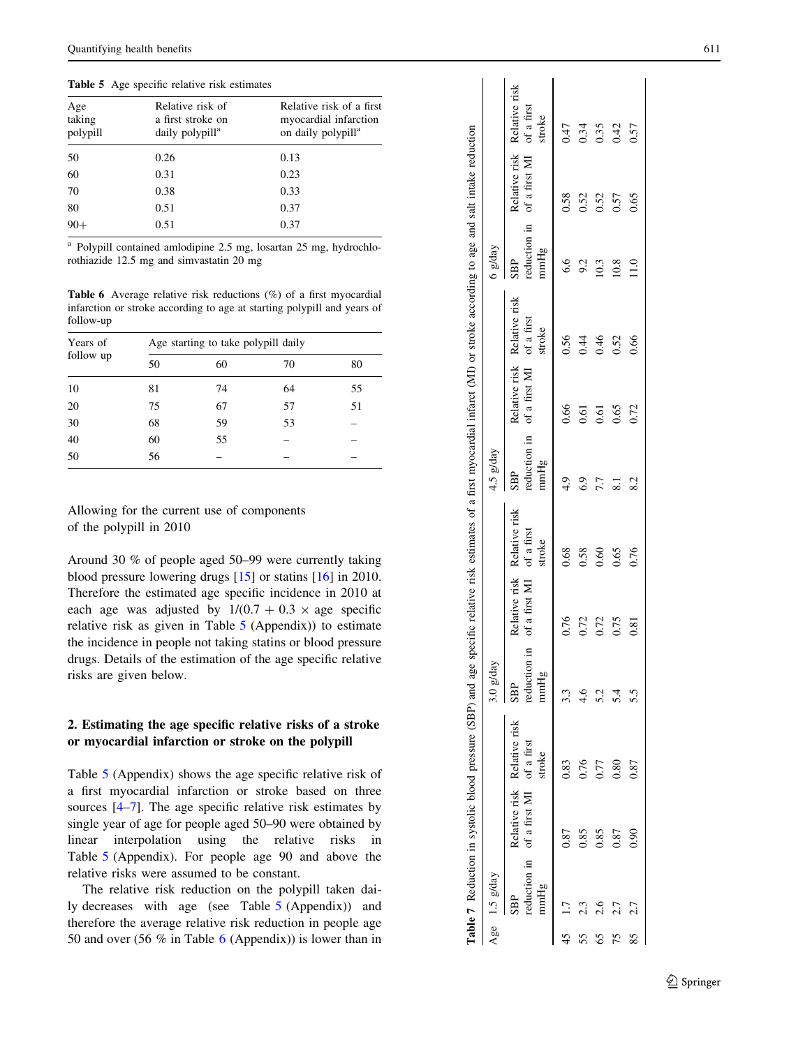**Table 5** Age specific relative risk estimates

| Age taking polypill | Relative risk of a first stroke on daily polypill[a] | Relative risk of a first myocardial infarction on daily polypill[a] |
|---|---|---|
| 50 | 0.26 | 0.13 |
| 60 | 0.31 | 0.23 |
| 70 | 0.38 | 0.33 |
| 80 | 0.51 | 0.37 |
| 90+ | 0.51 | 0.37 |

[a] Polypill contained amlodipine 2.5 mg, losartan 25 mg, hydrochlorothiazide 12.5 mg and simvastatin 20 mg

**Table 6** Average relative risk reductions (%) of a first myocardial infarction or stroke according to age at starting polypill and years of follow-up

| Years of follow up | Age starting to take polypill daily | | | |
|---|---|---|---|---|
| | 50 | 60 | 70 | 80 |
| 10 | 81 | 74 | 64 | 55 |
| 20 | 75 | 67 | 57 | 51 |
| 30 | 68 | 59 | 53 | – |
| 40 | 60 | 55 | – | – |
| 50 | 56 | – | – | – |

Allowing for the current use of components of the polypill in 2010

Around 30 % of people aged 50–99 were currently taking blood pressure lowering drugs [15] or statins [16] in 2010. Therefore the estimated age specific incidence in 2010 at each age was adjusted by $1/(0.7 + 0.3 \times \text{age specific relative risk})$ as given in Table 5 (Appendix)) to estimate the incidence in people not taking statins or blood pressure drugs. Details of the estimation of the age specific relative risks are given below.

## 2. Estimating the age specific relative risks of a stroke or myocardial infarction or stroke on the polypill

Table 5 (Appendix) shows the age specific relative risk of a first myocardial infarction or stroke based on three sources [4–7]. The age specific relative risk estimates by single year of age for people aged 50–90 were obtained by linear interpolation using the relative risks in Table 5 (Appendix). For people age 90 and above the relative risks were assumed to be constant.

The relative risk reduction on the polypill taken daily decreases with age (see Table 5 (Appendix)) and therefore the average relative risk reduction in people age 50 and over (56 % in Table 6 (Appendix)) is lower than in

**Table 7** Reduction in systolic blood pressure (SBP) and age specific relative risk estimates of a first myocardial infarct (MI) or stroke according to age and salt intake reduction

| Age | 1.5 g/day | | | 3.0 g/day | | | 4.5 g/day | | | 6 g/day | | |
|---|---|---|---|---|---|---|---|---|---|---|---|---|
| | SBP reduction in mmHg | Relative risk of a first MI | Relative risk of a first stroke | SBP reduction in mmHg | Relative risk of a first MI | Relative risk of a first stroke | SBP reduction in mmHg | Relative risk of a first MI | Relative risk of a first stroke | SBP reduction in mmHg | Relative risk of a first MI | Relative risk of a first stroke |
| 45 | 1.7 | 0.87 | 0.83 | 3.3 | 0.76 | 0.68 | 4.9 | 0.66 | 0.56 | 6.6 | 0.58 | 0.47 |
| 55 | 2.3 | 0.85 | 0.76 | 4.6 | 0.72 | 0.58 | 6.9 | 0.61 | 0.44 | 9.2 | 0.52 | 0.34 |
| 65 | 2.6 | 0.85 | 0.77 | 5.2 | 0.72 | 0.60 | 7.7 | 0.61 | 0.46 | 10.3 | 0.52 | 0.35 |
| 75 | 2.7 | 0.87 | 0.80 | 5.4 | 0.75 | 0.65 | 8.1 | 0.65 | 0.52 | 10.8 | 0.57 | 0.42 |
| 85 | 2.7 | 0.90 | 0.87 | 5.5 | 0.81 | 0.76 | 8.2 | 0.72 | 0.66 | 11.0 | 0.65 | 0.57 |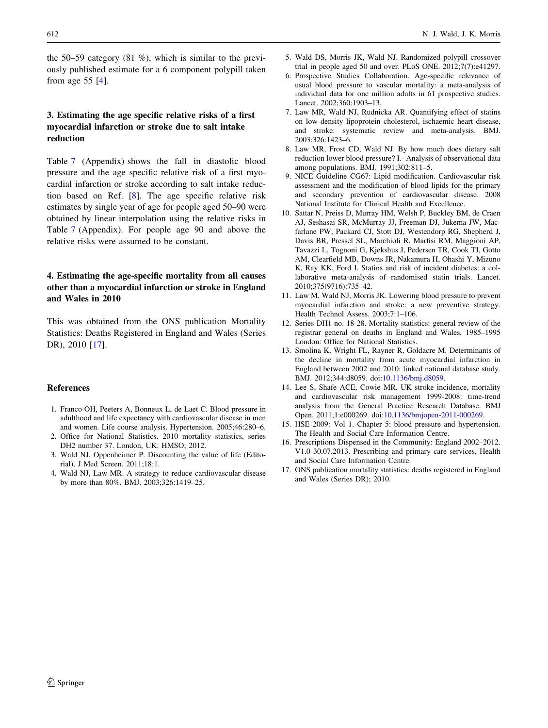the 50–59 category (81 %), which is similar to the previously published estimate for a 6 component polypill taken from age 55 [4].

## 3. Estimating the age specific relative risks of a first myocardial infarction or stroke due to salt intake reduction

Table 7 (Appendix) shows the fall in diastolic blood pressure and the age specific relative risk of a first myocardial infarction or stroke according to salt intake reduction based on Ref. [8]. The age specific relative risk estimates by single year of age for people aged 50–90 were obtained by linear interpolation using the relative risks in Table 7 (Appendix). For people age 90 and above the relative risks were assumed to be constant.

## 4. Estimating the age-specific mortality from all causes other than a myocardial infarction or stroke in England and Wales in 2010

This was obtained from the ONS publication Mortality Statistics: Deaths Registered in England and Wales (Series DR), 2010 [17].

## References

1. Franco OH, Peeters A, Bonneux L, de Laet C. Blood pressure in adulthood and life expectancy with cardiovascular disease in men and women. Life course analysis. Hypertension. 2005;46:280–6.
2. Office for National Statistics. 2010 mortality statistics, series DH2 number 37. London, UK: HMSO; 2012.
3. Wald NJ, Oppenheimer P. Discounting the value of life (Editorial). J Med Screen. 2011;18:1.
4. Wald NJ, Law MR. A strategy to reduce cardiovascular disease by more than 80%. BMJ. 2003;326:1419–25.
5. Wald DS, Morris JK, Wald NJ. Randomized polypill crossover trial in people aged 50 and over. PLoS ONE. 2012;7(7):e41297.
6. Prospective Studies Collaboration. Age-specific relevance of usual blood pressure to vascular mortality: a meta-analysis of individual data for one million adults in 61 prospective studies. Lancet. 2002;360:1903–13.
7. Law MR, Wald NJ, Rudnicka AR. Quantifying effect of statins on low density lipoprotein cholesterol, ischaemic heart disease, and stroke: systematic review and meta-analysis. BMJ. 2003;326:1423–6.
8. Law MR, Frost CD, Wald NJ. By how much does dietary salt reduction lower blood pressure? I.- Analysis of observational data among populations. BMJ. 1991;302:811–5.
9. NICE Guideline CG67: Lipid modification. Cardiovascular risk assessment and the modification of blood lipids for the primary and secondary prevention of cardiovascular disease. 2008 National Institute for Clinical Health and Excellence.
10. Sattar N, Preiss D, Murray HM, Welsh P, Buckley BM, de Craen AJ, Seshasai SR, McMurray JJ, Freeman DJ, Jukema JW, Macfarlane PW, Packard CJ, Stott DJ, Westendorp RG, Shepherd J, Davis BR, Pressel SL, Marchioli R, Marfisi RM, Maggioni AP, Tavazzi L, Tognoni G, Kjekshus J, Pedersen TR, Cook TJ, Gotto AM, Clearfield MB, Downs JR, Nakamura H, Ohashi Y, Mizuno K, Ray KK, Ford I. Statins and risk of incident diabetes: a collaborative meta-analysis of randomised statin trials. Lancet. 2010;375(9716):735–42.
11. Law M, Wald NJ, Morris JK. Lowering blood pressure to prevent myocardial infarction and stroke: a new preventive strategy. Health Technol Assess. 2003;7:1–106.
12. Series DH1 no. 18-28. Mortality statistics: general review of the registrar general on deaths in England and Wales, 1985–1995 London: Office for National Statistics.
13. Smolina K, Wright FL, Rayner R, Goldacre M. Determinants of the decline in mortality from acute myocardial infarction in England between 2002 and 2010: linked national database study. BMJ. 2012;344:d8059. doi:10.1136/bmj.d8059.
14. Lee S, Shafe ACE, Cowie MR. UK stroke incidence, mortality and cardiovascular risk management 1999-2008: time-trend analysis from the General Practice Research Database. BMJ Open. 2011;1:e000269. doi:10.1136/bmjopen-2011-000269.
15. HSE 2009: Vol 1. Chapter 5: blood pressure and hypertension. The Health and Social Care Information Centre.
16. Prescriptions Dispensed in the Community: England 2002–2012. V1.0 30.07.2013. Prescribing and primary care services, Health and Social Care Information Centre.
17. ONS publication mortality statistics: deaths registered in England and Wales (Series DR); 2010.